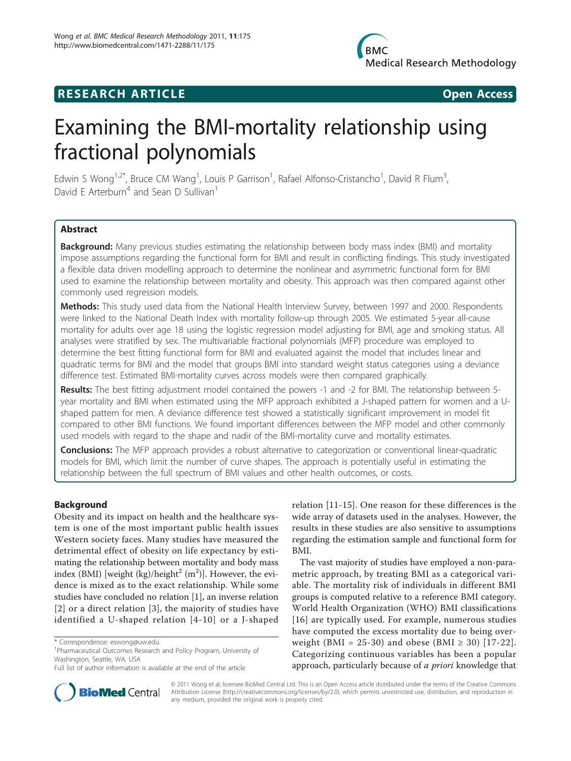**RESEARCH ARTICLE** **Open Access**

# Examining the BMI-mortality relationship using fractional polynomials

Edwin S Wong[1,2*], Bruce CM Wang[1], Louis P Garrison[1], Rafael Alfonso-Cristancho[1], David R Flum[3], David E Arterburn[4] and Sean D Sullivan[1]

## Abstract

**Background:** Many previous studies estimating the relationship between body mass index (BMI) and mortality impose assumptions regarding the functional form for BMI and result in conflicting findings. This study investigated a flexible data driven modelling approach to determine the nonlinear and asymmetric functional form for BMI used to examine the relationship between mortality and obesity. This approach was then compared against other commonly used regression models.

**Methods:** This study used data from the National Health Interview Survey, between 1997 and 2000. Respondents were linked to the National Death Index with mortality follow-up through 2005. We estimated 5-year all-cause mortality for adults over age 18 using the logistic regression model adjusting for BMI, age and smoking status. All analyses were stratified by sex. The multivariable fractional polynomials (MFP) procedure was employed to determine the best fitting functional form for BMI and evaluated against the model that includes linear and quadratic terms for BMI and the model that groups BMI into standard weight status categories using a deviance difference test. Estimated BMI-mortality curves across models were then compared graphically.

**Results:** The best fitting adjustment model contained the powers -1 and -2 for BMI. The relationship between 5-year mortality and BMI when estimated using the MFP approach exhibited a J-shaped pattern for women and a U-shaped pattern for men. A deviance difference test showed a statistically significant improvement in model fit compared to other BMI functions. We found important differences between the MFP model and other commonly used models with regard to the shape and nadir of the BMI-mortality curve and mortality estimates.

**Conclusions:** The MFP approach provides a robust alternative to categorization or conventional linear-quadratic models for BMI, which limit the number of curve shapes. The approach is potentially useful in estimating the relationship between the full spectrum of BMI values and other health outcomes, or costs.

## Background

Obesity and its impact on health and the healthcare system is one of the most important public health issues Western society faces. Many studies have measured the detrimental effect of obesity on life expectancy by estimating the relationship between mortality and body mass index (BMI) [weight (kg)/height$^2$ (m$^2$)]. However, the evidence is mixed as to the exact relationship. While some studies have concluded no relation [1], an inverse relation [2] or a direct relation [3], the majority of studies have identified a U-shaped relation [4-10] or a J-shaped relation [11-15]. One reason for these differences is the wide array of datasets used in the analyses. However, the results in these studies are also sensitive to assumptions regarding the estimation sample and functional form for BMI.

The vast majority of studies have employed a non-parametric approach, by treating BMI as a categorical variable. The mortality risk of individuals in different BMI groups is computed relative to a reference BMI category. World Health Organization (WHO) BMI classifications [16] are typically used. For example, numerous studies have computed the excess mortality due to being overweight (BMI = 25-30) and obese (BMI ≥ 30) [17-22]. Categorizing continuous variables has been a popular approach, particularly because of *a priori* knowledge that

\* Correspondence: eswong@uw.edu
[1]Pharmaceutical Outcomes Research and Policy Program, University of Washington, Seattle, WA, USA
Full list of author information is available at the end of the article

© 2011 Wong et al; licensee BioMed Central Ltd. This is an Open Access article distributed under the terms of the Creative Commons Attribution License (http://creativecommons.org/licenses/by/2.0), which permits unrestricted use, distribution, and reproduction in any medium, provided the original work is properly cited.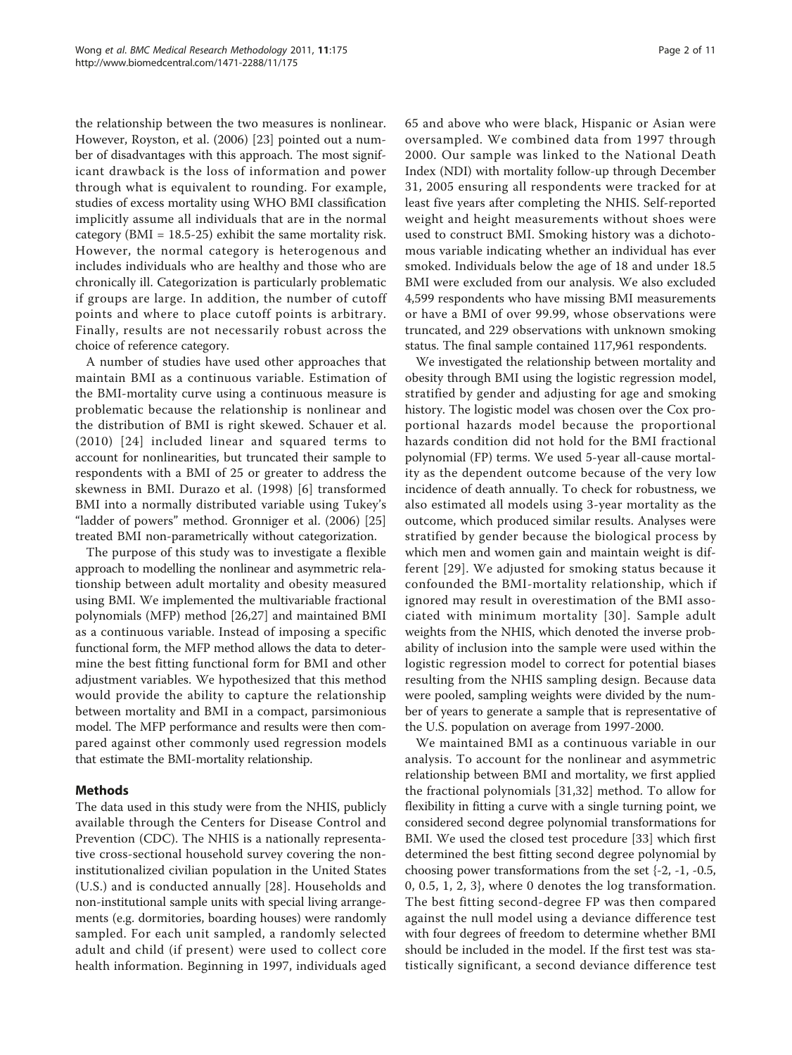the relationship between the two measures is nonlinear. However, Royston, et al. (2006) [23] pointed out a number of disadvantages with this approach. The most significant drawback is the loss of information and power through what is equivalent to rounding. For example, studies of excess mortality using WHO BMI classification implicitly assume all individuals that are in the normal category (BMI = 18.5-25) exhibit the same mortality risk. However, the normal category is heterogenous and includes individuals who are healthy and those who are chronically ill. Categorization is particularly problematic if groups are large. In addition, the number of cutoff points and where to place cutoff points is arbitrary. Finally, results are not necessarily robust across the choice of reference category.

A number of studies have used other approaches that maintain BMI as a continuous variable. Estimation of the BMI-mortality curve using a continuous measure is problematic because the relationship is nonlinear and the distribution of BMI is right skewed. Schauer et al. (2010) [24] included linear and squared terms to account for nonlinearities, but truncated their sample to respondents with a BMI of 25 or greater to address the skewness in BMI. Durazo et al. (1998) [6] transformed BMI into a normally distributed variable using Tukey's "ladder of powers" method. Gronniger et al. (2006) [25] treated BMI non-parametrically without categorization.

The purpose of this study was to investigate a flexible approach to modelling the nonlinear and asymmetric relationship between adult mortality and obesity measured using BMI. We implemented the multivariable fractional polynomials (MFP) method [26,27] and maintained BMI as a continuous variable. Instead of imposing a specific functional form, the MFP method allows the data to determine the best fitting functional form for BMI and other adjustment variables. We hypothesized that this method would provide the ability to capture the relationship between mortality and BMI in a compact, parsimonious model. The MFP performance and results were then compared against other commonly used regression models that estimate the BMI-mortality relationship.

## Methods

The data used in this study were from the NHIS, publicly available through the Centers for Disease Control and Prevention (CDC). The NHIS is a nationally representative cross-sectional household survey covering the non-institutionalized civilian population in the United States (U.S.) and is conducted annually [28]. Households and non-institutional sample units with special living arrangements (e.g. dormitories, boarding houses) were randomly sampled. For each unit sampled, a randomly selected adult and child (if present) were used to collect core health information. Beginning in 1997, individuals aged 65 and above who were black, Hispanic or Asian were oversampled. We combined data from 1997 through 2000. Our sample was linked to the National Death Index (NDI) with mortality follow-up through December 31, 2005 ensuring all respondents were tracked for at least five years after completing the NHIS. Self-reported weight and height measurements without shoes were used to construct BMI. Smoking history was a dichotomous variable indicating whether an individual has ever smoked. Individuals below the age of 18 and under 18.5 BMI were excluded from our analysis. We also excluded 4,599 respondents who have missing BMI measurements or have a BMI of over 99.99, whose observations were truncated, and 229 observations with unknown smoking status. The final sample contained 117,961 respondents.

We investigated the relationship between mortality and obesity through BMI using the logistic regression model, stratified by gender and adjusting for age and smoking history. The logistic model was chosen over the Cox proportional hazards model because the proportional hazards condition did not hold for the BMI fractional polynomial (FP) terms. We used 5-year all-cause mortality as the dependent outcome because of the very low incidence of death annually. To check for robustness, we also estimated all models using 3-year mortality as the outcome, which produced similar results. Analyses were stratified by gender because the biological process by which men and women gain and maintain weight is different [29]. We adjusted for smoking status because it confounded the BMI-mortality relationship, which if ignored may result in overestimation of the BMI associated with minimum mortality [30]. Sample adult weights from the NHIS, which denoted the inverse probability of inclusion into the sample were used within the logistic regression model to correct for potential biases resulting from the NHIS sampling design. Because data were pooled, sampling weights were divided by the number of years to generate a sample that is representative of the U.S. population on average from 1997-2000.

We maintained BMI as a continuous variable in our analysis. To account for the nonlinear and asymmetric relationship between BMI and mortality, we first applied the fractional polynomials [31,32] method. To allow for flexibility in fitting a curve with a single turning point, we considered second degree polynomial transformations for BMI. We used the closed test procedure [33] which first determined the best fitting second degree polynomial by choosing power transformations from the set {-2, -1, -0.5, 0, 0.5, 1, 2, 3}, where 0 denotes the log transformation. The best fitting second-degree FP was then compared against the null model using a deviance difference test with four degrees of freedom to determine whether BMI should be included in the model. If the first test was statistically significant, a second deviance difference test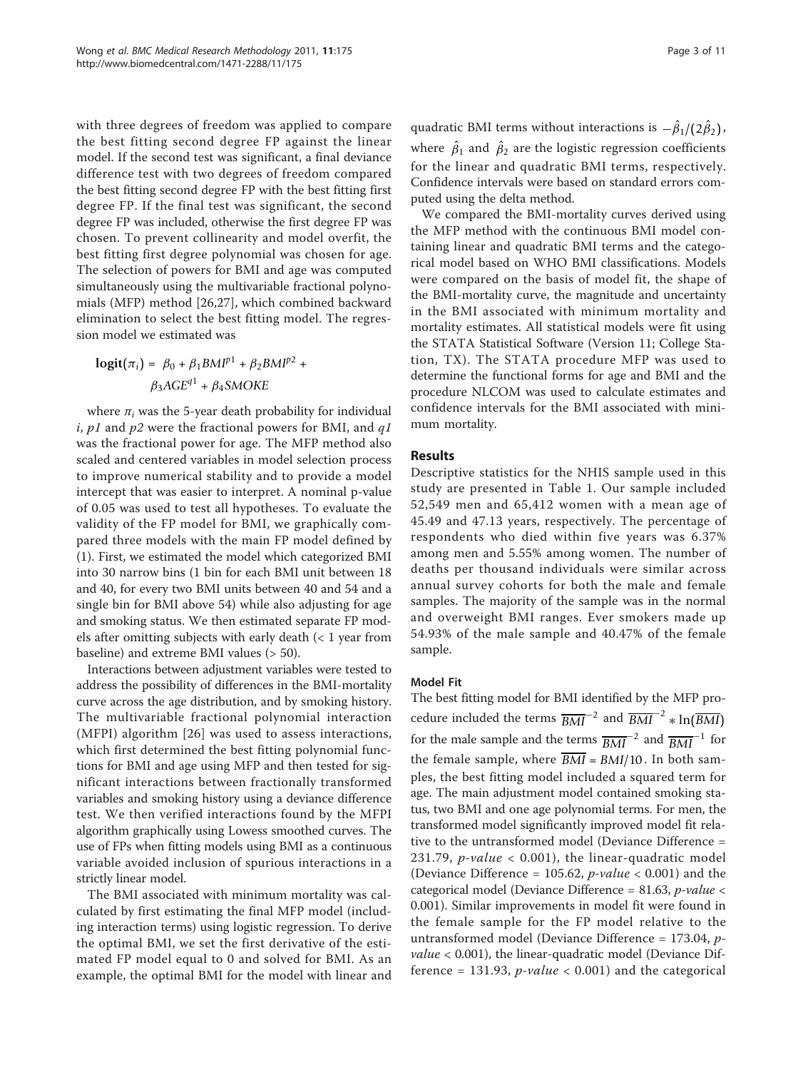with three degrees of freedom was applied to compare the best fitting second degree FP against the linear model. If the second test was significant, a final deviance difference test with two degrees of freedom compared the best fitting second degree FP with the best fitting first degree FP. If the final test was significant, the second degree FP was included, otherwise the first degree FP was chosen. To prevent collinearity and model overfit, the best fitting first degree polynomial was chosen for age. The selection of powers for BMI and age was computed simultaneously using the multivariable fractional polynomials (MFP) method [26,27], which combined backward elimination to select the best fitting model. The regression model we estimated was

$$\mathbf{logit}(\pi_i) = \beta_0 + \beta_1 BMI^{p1} + \beta_2 BMI^{p2} + \beta_3 AGE^{q1} + \beta_4 SMOKE$$

where $\pi_i$ was the 5-year death probability for individual $i$, $p1$ and $p2$ were the fractional powers for BMI, and $q1$ was the fractional power for age. The MFP method also scaled and centered variables in model selection process to improve numerical stability and to provide a model intercept that was easier to interpret. A nominal p-value of 0.05 was used to test all hypotheses. To evaluate the validity of the FP model for BMI, we graphically compared three models with the main FP model defined by (1). First, we estimated the model which categorized BMI into 30 narrow bins (1 bin for each BMI unit between 18 and 40, for every two BMI units between 40 and 54 and a single bin for BMI above 54) while also adjusting for age and smoking status. We then estimated separate FP models after omitting subjects with early death (< 1 year from baseline) and extreme BMI values (> 50).

Interactions between adjustment variables were tested to address the possibility of differences in the BMI-mortality curve across the age distribution, and by smoking history. The multivariable fractional polynomial interaction (MFPI) algorithm [26] was used to assess interactions, which first determined the best fitting polynomial functions for BMI and age using MFP and then tested for significant interactions between fractionally transformed variables and smoking history using a deviance difference test. We then verified interactions found by the MFPI algorithm graphically using Lowess smoothed curves. The use of FPs when fitting models using BMI as a continuous variable avoided inclusion of spurious interactions in a strictly linear model.

The BMI associated with minimum mortality was calculated by first estimating the final MFP model (including interaction terms) using logistic regression. To derive the optimal BMI, we set the first derivative of the estimated FP model equal to 0 and solved for BMI. As an example, the optimal BMI for the model with linear and quadratic BMI terms without interactions is $-\hat{\beta}_1/(2\hat{\beta}_2)$, where $\hat{\beta}_1$ and $\hat{\beta}_2$ are the logistic regression coefficients for the linear and quadratic BMI terms, respectively. Confidence intervals were based on standard errors computed using the delta method.

We compared the BMI-mortality curves derived using the MFP method with the continuous BMI model containing linear and quadratic BMI terms and the categorical model based on WHO BMI classifications. Models were compared on the basis of model fit, the shape of the BMI-mortality curve, the magnitude and uncertainty in the BMI associated with minimum mortality and mortality estimates. All statistical models were fit using the STATA Statistical Software (Version 11; College Station, TX). The STATA procedure MFP was used to determine the functional forms for age and BMI and the procedure NLCOM was used to calculate estimates and confidence intervals for the BMI associated with minimum mortality.

## Results

Descriptive statistics for the NHIS sample used in this study are presented in Table 1. Our sample included 52,549 men and 65,412 women with a mean age of 45.49 and 47.13 years, respectively. The percentage of respondents who died within five years was 6.37% among men and 5.55% among women. The number of deaths per thousand individuals were similar across annual survey cohorts for both the male and female samples. The majority of the sample was in the normal and overweight BMI ranges. Ever smokers made up 54.93% of the male sample and 40.47% of the female sample.

### Model Fit

The best fitting model for BMI identified by the MFP procedure included the terms $\overline{BMI}^{-2}$ and $\overline{BMI}^{-2} * \ln(\overline{BMI})$ for the male sample and the terms $\overline{BMI}^{-2}$ and $\overline{BMI}^{-1}$ for the female sample, where $\overline{BMI} = BMI/10$. In both samples, the best fitting model included a squared term for age. The main adjustment model contained smoking status, two BMI and one age polynomial terms. For men, the transformed model significantly improved model fit relative to the untransformed model (Deviance Difference = 231.79, $p$-$value$ < 0.001), the linear-quadratic model (Deviance Difference = 105.62, $p$-$value$ < 0.001) and the categorical model (Deviance Difference = 81.63, $p$-$value$ < 0.001). Similar improvements in model fit were found in the female sample for the FP model relative to the untransformed model (Deviance Difference = 173.04, $p$-$value$ < 0.001), the linear-quadratic model (Deviance Difference = 131.93, $p$-$value$ < 0.001) and the categorical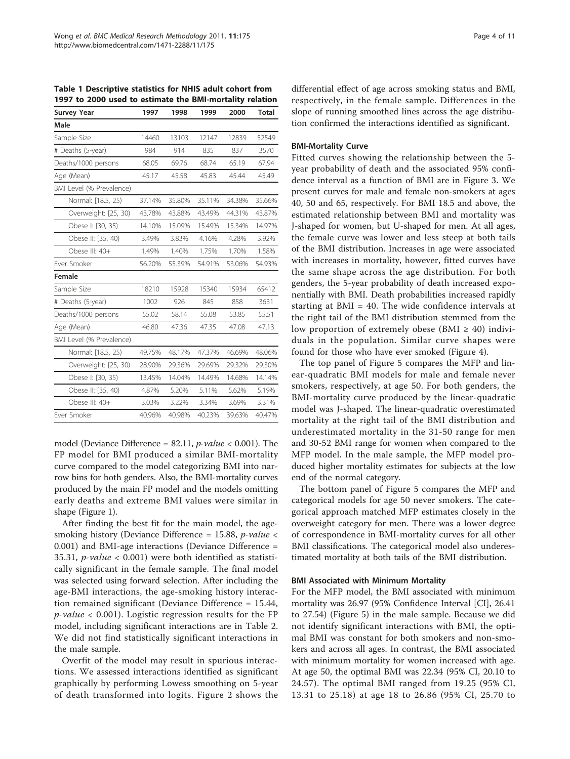**Table 1 Descriptive statistics for NHIS adult cohort from 1997 to 2000 used to estimate the BMI-mortality relation**

| Survey Year | 1997 | 1998 | 1999 | 2000 | Total |
|---|---|---|---|---|---|
| **Male** | | | | | |
| Sample Size | 14460 | 13103 | 12147 | 12839 | 52549 |
| # Deaths (5-year) | 984 | 914 | 835 | 837 | 3570 |
| Deaths/1000 persons | 68.05 | 69.76 | 68.74 | 65.19 | 67.94 |
| Age (Mean) | 45.17 | 45.58 | 45.83 | 45.44 | 45.49 |
| BMI Level (% Prevalence) | | | | | |
| Normal: [18.5, 25) | 37.14% | 35.80% | 35.11% | 34.38% | 35.66% |
| Overweight: [25, 30) | 43.78% | 43.88% | 43.49% | 44.31% | 43.87% |
| Obese I: [30, 35) | 14.10% | 15.09% | 15.49% | 15.34% | 14.97% |
| Obese II: [35, 40) | 3.49% | 3.83% | 4.16% | 4.28% | 3.92% |
| Obese III: 40+ | 1.49% | 1.40% | 1.75% | 1.70% | 1.58% |
| Ever Smoker | 56.20% | 55.39% | 54.91% | 53.06% | 54.93% |
| **Female** | | | | | |
| Sample Size | 18210 | 15928 | 15340 | 15934 | 65412 |
| # Deaths (5-year) | 1002 | 926 | 845 | 858 | 3631 |
| Deaths/1000 persons | 55.02 | 58.14 | 55.08 | 53.85 | 55.51 |
| Age (Mean) | 46.80 | 47.36 | 47.35 | 47.08 | 47.13 |
| BMI Level (% Prevalence) | | | | | |
| Normal: [18.5, 25) | 49.75% | 48.17% | 47.37% | 46.69% | 48.06% |
| Overweight: [25, 30) | 28.90% | 29.36% | 29.69% | 29.32% | 29.30% |
| Obese I: [30, 35) | 13.45% | 14.04% | 14.49% | 14.68% | 14.14% |
| Obese II: [35, 40) | 4.87% | 5.20% | 5.11% | 5.62% | 5.19% |
| Obese III: 40+ | 3.03% | 3.22% | 3.34% | 3.69% | 3.31% |
| Ever Smoker | 40.96% | 40.98% | 40.23% | 39.63% | 40.47% |

model (Deviance Difference = 82.11, *p-value* < 0.001). The FP model for BMI produced a similar BMI-mortality curve compared to the model categorizing BMI into narrow bins for both genders. Also, the BMI-mortality curves produced by the main FP model and the models omitting early deaths and extreme BMI values were similar in shape (Figure 1).

After finding the best fit for the main model, the age-smoking history (Deviance Difference = 15.88, *p-value* < 0.001) and BMI-age interactions (Deviance Difference = 35.31, *p-value* < 0.001) were both identified as statistically significant in the female sample. The final model was selected using forward selection. After including the age-BMI interactions, the age-smoking history interaction remained significant (Deviance Difference = 15.44, *p-value* < 0.001). Logistic regression results for the FP model, including significant interactions are in Table 2. We did not find statistically significant interactions in the male sample.

Overfit of the model may result in spurious interactions. We assessed interactions identified as significant graphically by performing Lowess smoothing on 5-year of death transformed into logits. Figure 2 shows the differential effect of age across smoking status and BMI, respectively, in the female sample. Differences in the slope of running smoothed lines across the age distribution confirmed the interactions identified as significant.

### BMI-Mortality Curve

Fitted curves showing the relationship between the 5-year probability of death and the associated 95% confidence interval as a function of BMI are in Figure 3. We present curves for male and female non-smokers at ages 40, 50 and 65, respectively. For BMI 18.5 and above, the estimated relationship between BMI and mortality was J-shaped for women, but U-shaped for men. At all ages, the female curve was lower and less steep at both tails of the BMI distribution. Increases in age were associated with increases in mortality, however, fitted curves have the same shape across the age distribution. For both genders, the 5-year probability of death increased exponentially with BMI. Death probabilities increased rapidly starting at BMI = 40. The wide confidence intervals at the right tail of the BMI distribution stemmed from the low proportion of extremely obese (BMI ≥ 40) individuals in the population. Similar curve shapes were found for those who have ever smoked (Figure 4).

The top panel of Figure 5 compares the MFP and linear-quadratic BMI models for male and female never smokers, respectively, at age 50. For both genders, the BMI-mortality curve produced by the linear-quadratic model was J-shaped. The linear-quadratic overestimated mortality at the right tail of the BMI distribution and underestimated mortality in the 31-50 range for men and 30-52 BMI range for women when compared to the MFP model. In the male sample, the MFP model produced higher mortality estimates for subjects at the low end of the normal category.

The bottom panel of Figure 5 compares the MFP and categorical models for age 50 never smokers. The categorical approach matched MFP estimates closely in the overweight category for men. There was a lower degree of correspondence in BMI-mortality curves for all other BMI classifications. The categorical model also underestimated mortality at both tails of the BMI distribution.

### BMI Associated with Minimum Mortality

For the MFP model, the BMI associated with minimum mortality was 26.97 (95% Confidence Interval [CI], 26.41 to 27.54) (Figure 5) in the male sample. Because we did not identify significant interactions with BMI, the optimal BMI was constant for both smokers and non-smokers and across all ages. In contrast, the BMI associated with minimum mortality for women increased with age. At age 50, the optimal BMI was 22.34 (95% CI, 20.10 to 24.57). The optimal BMI ranged from 19.25 (95% CI, 13.31 to 25.18) at age 18 to 26.86 (95% CI, 25.70 to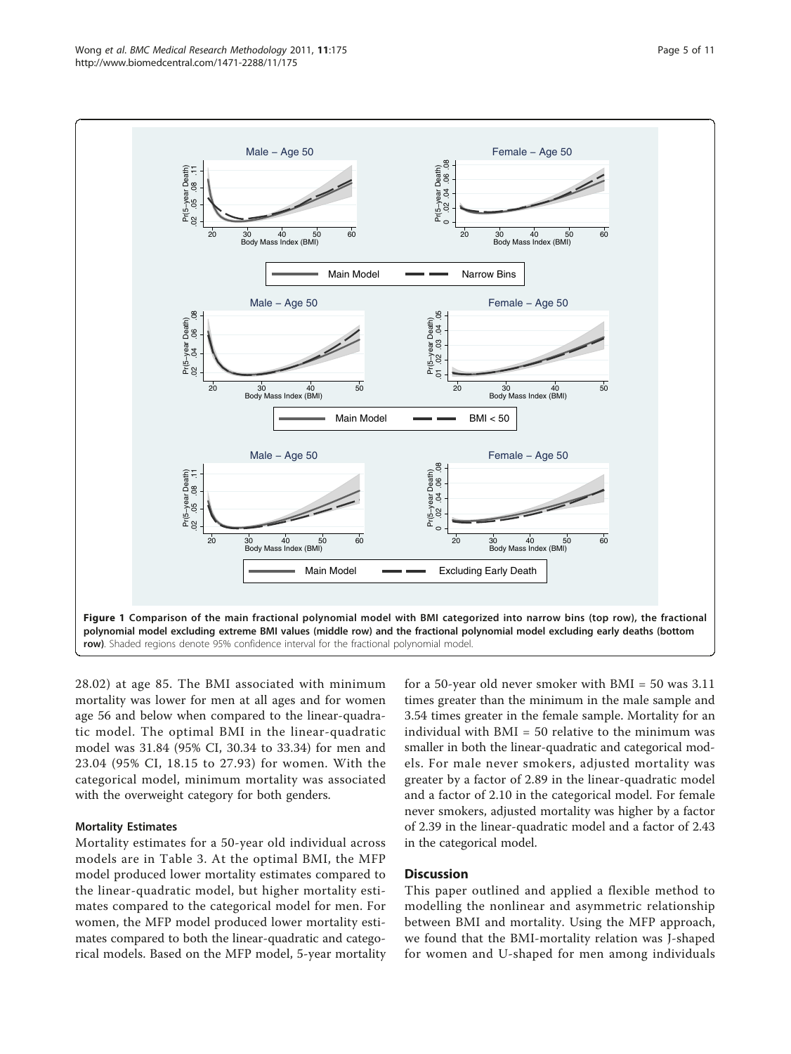**Figure 1 Comparison of the main fractional polynomial model with BMI categorized into narrow bins (top row), the fractional polynomial model excluding extreme BMI values (middle row) and the fractional polynomial model excluding early deaths (bottom row)**. Shaded regions denote 95% confidence interval for the fractional polynomial model.

28.02) at age 85. The BMI associated with minimum mortality was lower for men at all ages and for women age 56 and below when compared to the linear-quadratic model. The optimal BMI in the linear-quadratic model was 31.84 (95% CI, 30.34 to 33.34) for men and 23.04 (95% CI, 18.15 to 27.93) for women. With the categorical model, minimum mortality was associated with the overweight category for both genders.

### Mortality Estimates

Mortality estimates for a 50-year old individual across models are in Table 3. At the optimal BMI, the MFP model produced lower mortality estimates compared to the linear-quadratic model, but higher mortality estimates compared to the categorical model for men. For women, the MFP model produced lower mortality estimates compared to both the linear-quadratic and categorical models. Based on the MFP model, 5-year mortality for a 50-year old never smoker with BMI = 50 was 3.11 times greater than the minimum in the male sample and 3.54 times greater in the female sample. Mortality for an individual with BMI = 50 relative to the minimum was smaller in both the linear-quadratic and categorical models. For male never smokers, adjusted mortality was greater by a factor of 2.89 in the linear-quadratic model and a factor of 2.10 in the categorical model. For female never smokers, adjusted mortality was higher by a factor of 2.39 in the linear-quadratic model and a factor of 2.43 in the categorical model.

## Discussion

This paper outlined and applied a flexible method to modelling the nonlinear and asymmetric relationship between BMI and mortality. Using the MFP approach, we found that the BMI-mortality relation was J-shaped for women and U-shaped for men among individuals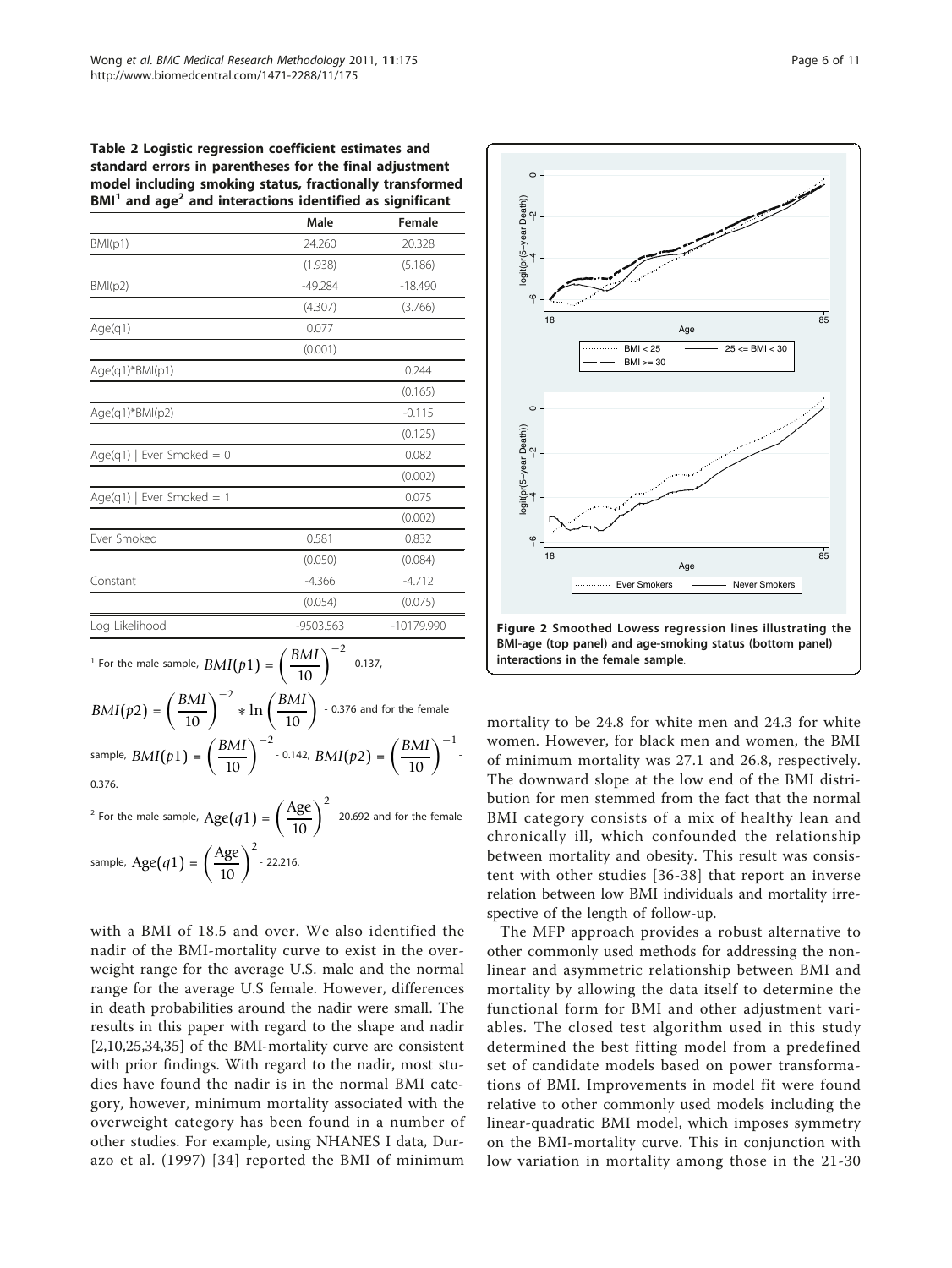**Table 2 Logistic regression coefficient estimates and standard errors in parentheses for the final adjustment model including smoking status, fractionally transformed BMI[1] and age[2] and interactions identified as significant**

| | Male | Female |
|---|---|---|
| BMI(p1) | 24.260 | 20.328 |
| | (1.938) | (5.186) |
| BMI(p2) | -49.284 | -18.490 |
| | (4.307) | (3.766) |
| Age(q1) | 0.077 | |
| | (0.001) | |
| Age(q1)*BMI(p1) | | 0.244 |
| | | (0.165) |
| Age(q1)*BMI(p2) | | -0.115 |
| | | (0.125) |
| Age(q1) \| Ever Smoked = 0 | | 0.082 |
| | | (0.002) |
| Age(q1) \| Ever Smoked = 1 | | 0.075 |
| | | (0.002) |
| Ever Smoked | 0.581 | 0.832 |
| | (0.050) | (0.084) |
| Constant | -4.366 | -4.712 |
| | (0.054) | (0.075) |
| Log Likelihood | -9503.563 | -10179.990 |

[1] For the male sample, $BMI(p1) = \left(\frac{BMI}{10}\right)^{-2}$ - 0.137, $BMI(p2) = \left(\frac{BMI}{10}\right)^{-2} * \ln\left(\frac{BMI}{10}\right)$ - 0.376 and for the female sample, $BMI(p1) = \left(\frac{BMI}{10}\right)^{-2}$ - 0.142, $BMI(p2) = \left(\frac{BMI}{10}\right)^{-1}$ - 0.376.

[2] For the male sample, $\text{Age}(q1) = \left(\frac{\text{Age}}{10}\right)^{2}$ - 20.692 and for the female sample, $\text{Age}(q1) = \left(\frac{\text{Age}}{10}\right)^{2}$ - 22.216.

**Figure 2 Smoothed Lowess regression lines illustrating the BMI-age (top panel) and age-smoking status (bottom panel) interactions in the female sample**.

with a BMI of 18.5 and over. We also identified the nadir of the BMI-mortality curve to exist in the overweight range for the average U.S. male and the normal range for the average U.S female. However, differences in death probabilities around the nadir were small. The results in this paper with regard to the shape and nadir [2,10,25,34,35] of the BMI-mortality curve are consistent with prior findings. With regard to the nadir, most studies have found the nadir is in the normal BMI category, however, minimum mortality associated with the overweight category has been found in a number of other studies. For example, using NHANES I data, Durazo et al. (1997) [34] reported the BMI of minimum mortality to be 24.8 for white men and 24.3 for white women. However, for black men and women, the BMI of minimum mortality was 27.1 and 26.8, respectively. The downward slope at the low end of the BMI distribution for men stemmed from the fact that the normal BMI category consists of a mix of healthy lean and chronically ill, which confounded the relationship between mortality and obesity. This result was consistent with other studies [36-38] that report an inverse relation between low BMI individuals and mortality irrespective of the length of follow-up.

The MFP approach provides a robust alternative to other commonly used methods for addressing the nonlinear and asymmetric relationship between BMI and mortality by allowing the data itself to determine the functional form for BMI and other adjustment variables. The closed test algorithm used in this study determined the best fitting model from a predefined set of candidate models based on power transformations of BMI. Improvements in model fit were found relative to other commonly used models including the linear-quadratic BMI model, which imposes symmetry on the BMI-mortality curve. This in conjunction with low variation in mortality among those in the 21-30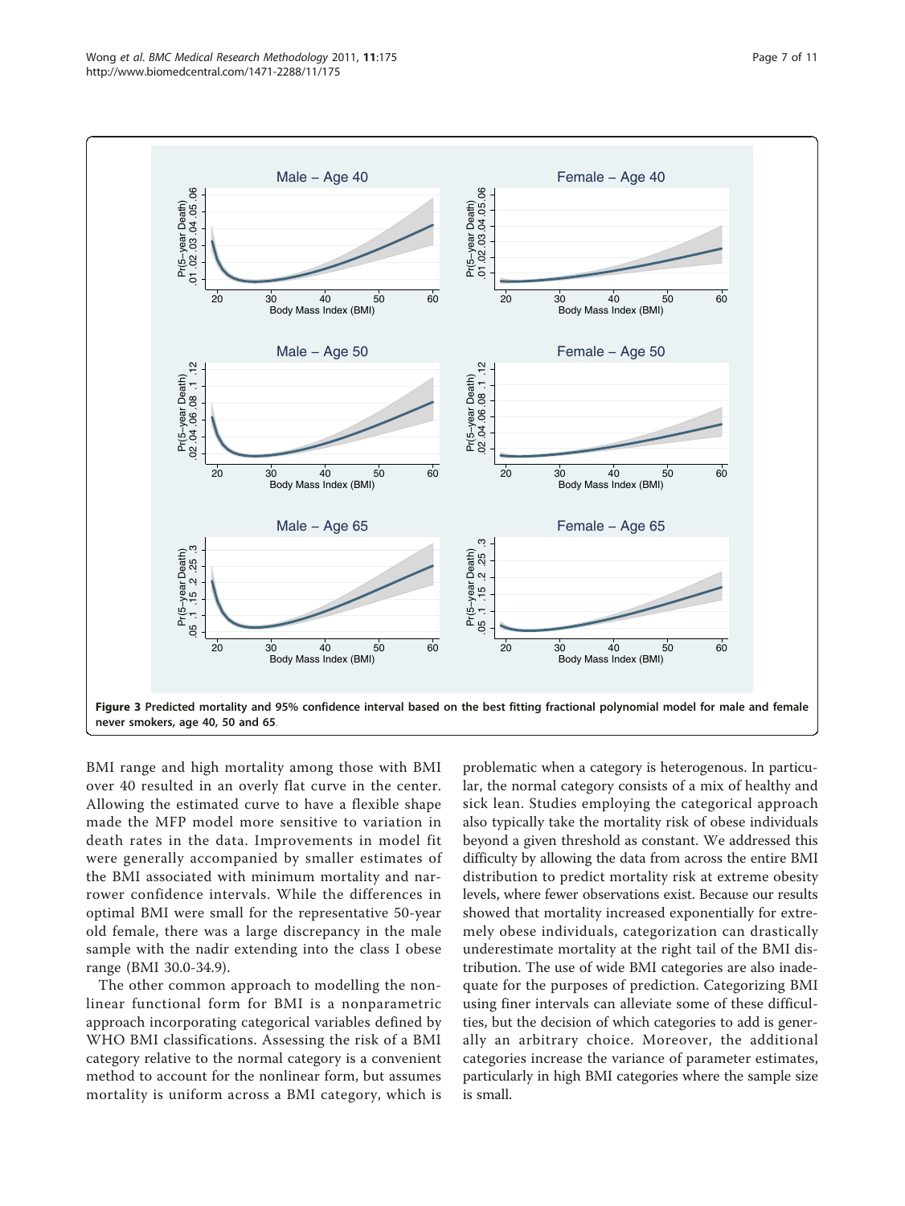**Figure 3 Predicted mortality and 95% confidence interval based on the best fitting fractional polynomial model for male and female never smokers, age 40, 50 and 65.**

BMI range and high mortality among those with BMI over 40 resulted in an overly flat curve in the center. Allowing the estimated curve to have a flexible shape made the MFP model more sensitive to variation in death rates in the data. Improvements in model fit were generally accompanied by smaller estimates of the BMI associated with minimum mortality and narrower confidence intervals. While the differences in optimal BMI were small for the representative 50-year old female, there was a large discrepancy in the male sample with the nadir extending into the class I obese range (BMI 30.0-34.9).

The other common approach to modelling the nonlinear functional form for BMI is a nonparametric approach incorporating categorical variables defined by WHO BMI classifications. Assessing the risk of a BMI category relative to the normal category is a convenient method to account for the nonlinear form, but assumes mortality is uniform across a BMI category, which is problematic when a category is heterogenous. In particular, the normal category consists of a mix of healthy and sick lean. Studies employing the categorical approach also typically take the mortality risk of obese individuals beyond a given threshold as constant. We addressed this difficulty by allowing the data from across the entire BMI distribution to predict mortality risk at extreme obesity levels, where fewer observations exist. Because our results showed that mortality increased exponentially for extremely obese individuals, categorization can drastically underestimate mortality at the right tail of the BMI distribution. The use of wide BMI categories are also inadequate for the purposes of prediction. Categorizing BMI using finer intervals can alleviate some of these difficulties, but the decision of which categories to add is generally an arbitrary choice. Moreover, the additional categories increase the variance of parameter estimates, particularly in high BMI categories where the sample size is small.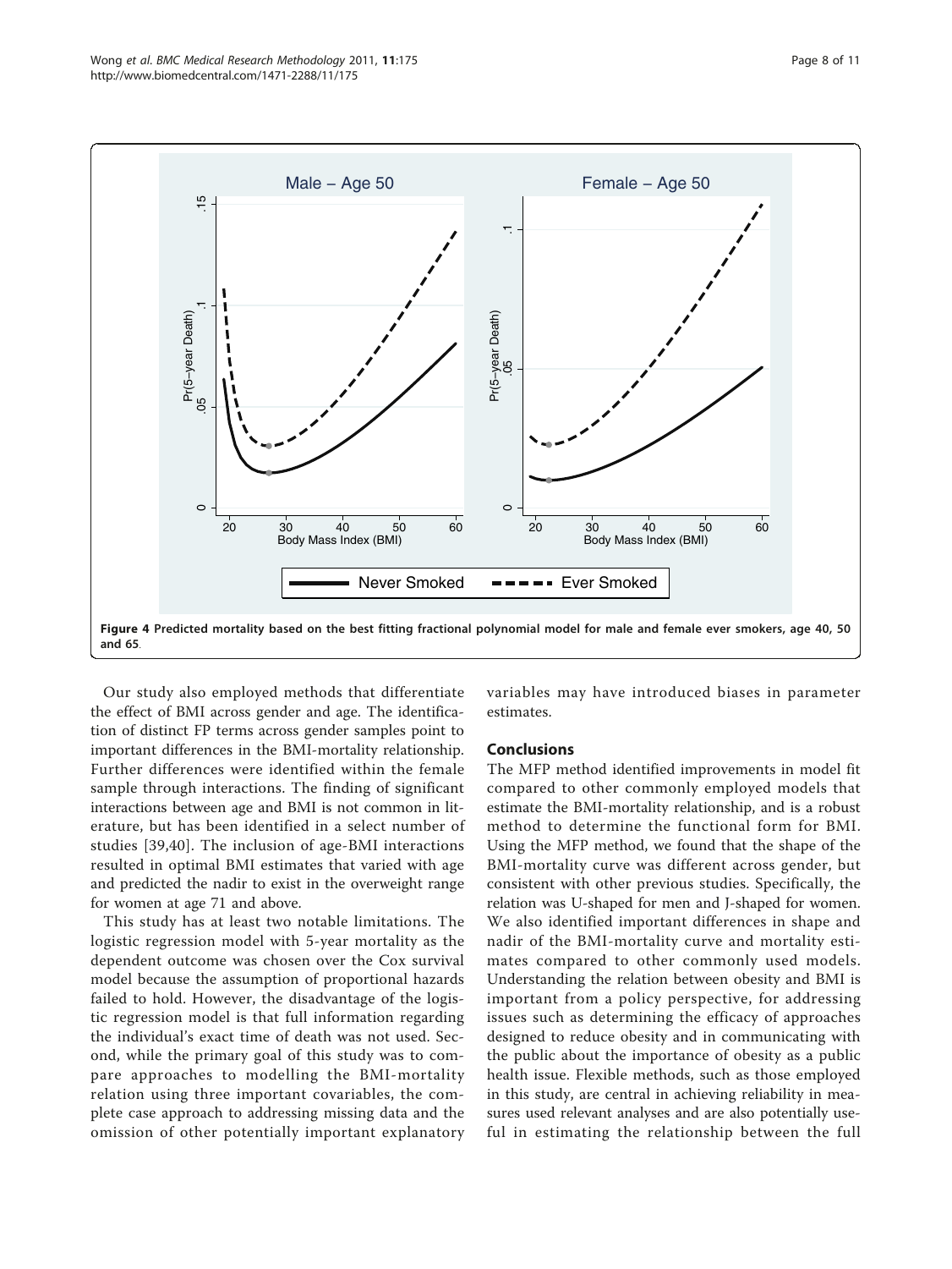Figure 4 Predicted mortality based on the best fitting fractional polynomial model for male and female ever smokers, age 40, 50 and 65.

Our study also employed methods that differentiate the effect of BMI across gender and age. The identification of distinct FP terms across gender samples point to important differences in the BMI-mortality relationship. Further differences were identified within the female sample through interactions. The finding of significant interactions between age and BMI is not common in literature, but has been identified in a select number of studies [39,40]. The inclusion of age-BMI interactions resulted in optimal BMI estimates that varied with age and predicted the nadir to exist in the overweight range for women at age 71 and above.

This study has at least two notable limitations. The logistic regression model with 5-year mortality as the dependent outcome was chosen over the Cox survival model because the assumption of proportional hazards failed to hold. However, the disadvantage of the logistic regression model is that full information regarding the individual's exact time of death was not used. Second, while the primary goal of this study was to compare approaches to modelling the BMI-mortality relation using three important covariables, the complete case approach to addressing missing data and the omission of other potentially important explanatory variables may have introduced biases in parameter estimates.

## Conclusions

The MFP method identified improvements in model fit compared to other commonly employed models that estimate the BMI-mortality relationship, and is a robust method to determine the functional form for BMI. Using the MFP method, we found that the shape of the BMI-mortality curve was different across gender, but consistent with other previous studies. Specifically, the relation was U-shaped for men and J-shaped for women. We also identified important differences in shape and nadir of the BMI-mortality curve and mortality estimates compared to other commonly used models. Understanding the relation between obesity and BMI is important from a policy perspective, for addressing issues such as determining the efficacy of approaches designed to reduce obesity and in communicating with the public about the importance of obesity as a public health issue. Flexible methods, such as those employed in this study, are central in achieving reliability in measures used relevant analyses and are also potentially useful in estimating the relationship between the full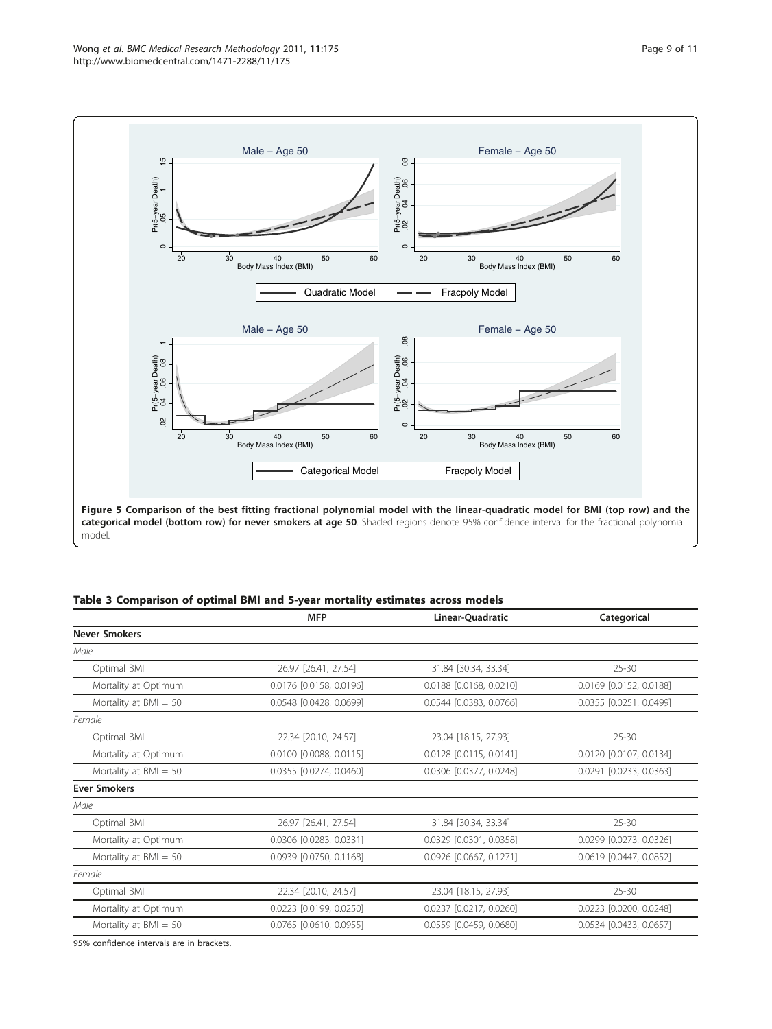**Figure 5 Comparison of the best fitting fractional polynomial model with the linear-quadratic model for BMI (top row) and the categorical model (bottom row) for never smokers at age 50**. Shaded regions denote 95% confidence interval for the fractional polynomial model.

**Table 3 Comparison of optimal BMI and 5-year mortality estimates across models**

| | MFP | Linear-Quadratic | Categorical |
|---|---|---|---|
| **Never Smokers** | | | |
| *Male* | | | |
| Optimal BMI | 26.97 [26.41, 27.54] | 31.84 [30.34, 33.34] | 25-30 |
| Mortality at Optimum | 0.0176 [0.0158, 0.0196] | 0.0188 [0.0168, 0.0210] | 0.0169 [0.0152, 0.0188] |
| Mortality at BMI = 50 | 0.0548 [0.0428, 0.0699] | 0.0544 [0.0383, 0.0766] | 0.0355 [0.0251, 0.0499] |
| *Female* | | | |
| Optimal BMI | 22.34 [20.10, 24.57] | 23.04 [18.15, 27.93] | 25-30 |
| Mortality at Optimum | 0.0100 [0.0088, 0.0115] | 0.0128 [0.0115, 0.0141] | 0.0120 [0.0107, 0.0134] |
| Mortality at BMI = 50 | 0.0355 [0.0274, 0.0460] | 0.0306 [0.0377, 0.0248] | 0.0291 [0.0233, 0.0363] |
| **Ever Smokers** | | | |
| *Male* | | | |
| Optimal BMI | 26.97 [26.41, 27.54] | 31.84 [30.34, 33.34] | 25-30 |
| Mortality at Optimum | 0.0306 [0.0283, 0.0331] | 0.0329 [0.0301, 0.0358] | 0.0299 [0.0273, 0.0326] |
| Mortality at BMI = 50 | 0.0939 [0.0750, 0.1168] | 0.0926 [0.0667, 0.1271] | 0.0619 [0.0447, 0.0852] |
| *Female* | | | |
| Optimal BMI | 22.34 [20.10, 24.57] | 23.04 [18.15, 27.93] | 25-30 |
| Mortality at Optimum | 0.0223 [0.0199, 0.0250] | 0.0237 [0.0217, 0.0260] | 0.0223 [0.0200, 0.0248] |
| Mortality at BMI = 50 | 0.0765 [0.0610, 0.0955] | 0.0559 [0.0459, 0.0680] | 0.0534 [0.0433, 0.0657] |

95% confidence intervals are in brackets.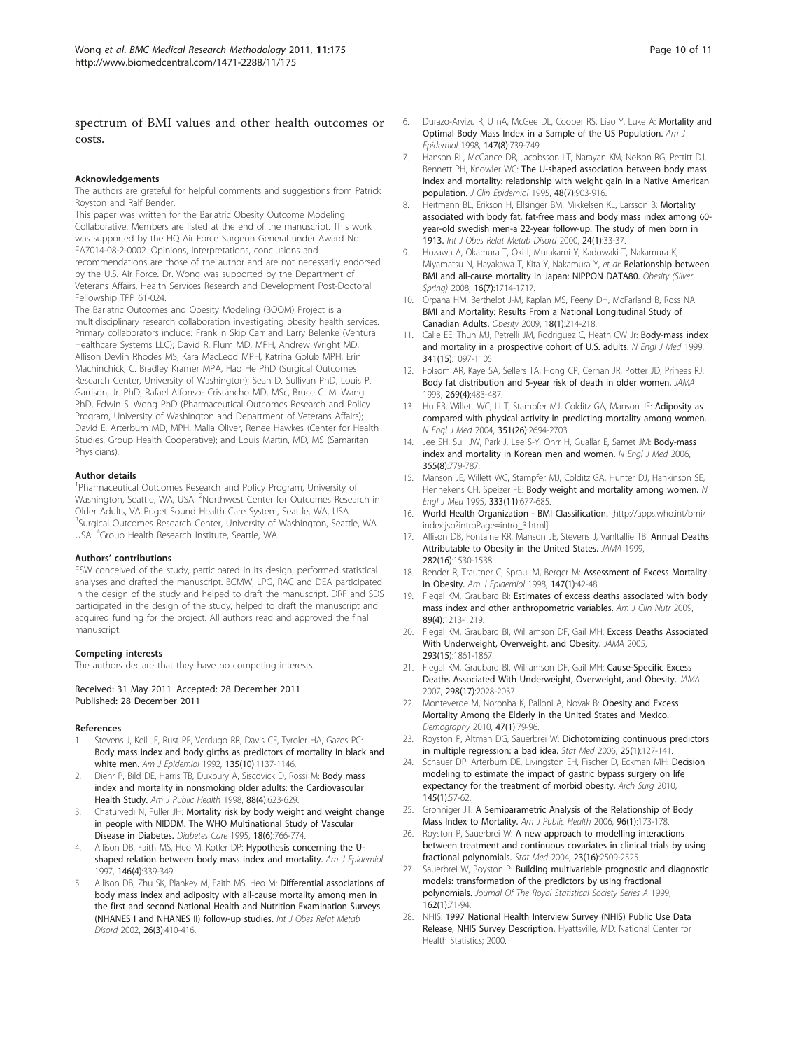spectrum of BMI values and other health outcomes or costs.

### Acknowledgements

The authors are grateful for helpful comments and suggestions from Patrick Royston and Ralf Bender.

This paper was written for the Bariatric Obesity Outcome Modeling Collaborative. Members are listed at the end of the manuscript. This work was supported by the HQ Air Force Surgeon General under Award No. FA7014-08-2-0002. Opinions, interpretations, conclusions and recommendations are those of the author and are not necessarily endorsed by the U.S. Air Force. Dr. Wong was supported by the Department of Veterans Affairs, Health Services Research and Development Post-Doctoral Fellowship TPP 61-024.

The Bariatric Outcomes and Obesity Modeling (BOOM) Project is a multidisciplinary research collaboration investigating obesity health services. Primary collaborators include: Franklin Skip Carr and Larry Belenke (Ventura Healthcare Systems LLC); David R. Flum MD, MPH, Andrew Wright MD, Allison Devlin Rhodes MS, Kara MacLeod MPH, Katrina Golub MPH, Erin Machinchick, C. Bradley Kramer MPA, Hao He PhD (Surgical Outcomes Research Center, University of Washington); Sean D. Sullivan PhD, Louis P. Garrison, Jr. PhD, Rafael Alfonso- Cristancho MD, MSc, Bruce C. M. Wang PhD, Edwin S. Wong PhD (Pharmaceutical Outcomes Research and Policy Program, University of Washington and Department of Veterans Affairs); David E. Arterburn MD, MPH, Malia Oliver, Renee Hawkes (Center for Health Studies, Group Health Cooperative); and Louis Martin, MD, MS (Samaritan Physicians).

### Author details

[1]Pharmaceutical Outcomes Research and Policy Program, University of Washington, Seattle, WA, USA. [2]Northwest Center for Outcomes Research in Older Adults, VA Puget Sound Health Care System, Seattle, WA, USA. [3]Surgical Outcomes Research Center, University of Washington, Seattle, WA USA. [4]Group Health Research Institute, Seattle, WA.

### Authors' contributions

ESW conceived of the study, participated in its design, performed statistical analyses and drafted the manuscript. BCMW, LPG, RAC and DEA participated in the design of the study and helped to draft the manuscript. DRF and SDS participated in the design of the study, helped to draft the manuscript and acquired funding for the project. All authors read and approved the final manuscript.

### Competing interests

The authors declare that they have no competing interests.

Received: 31 May 2011 Accepted: 28 December 2011
Published: 28 December 2011

### References

1. Stevens J, Keil JE, Rust PF, Verdugo RR, Davis CE, Tyroler HA, Gazes PC: Body mass index and body girths as predictors of mortality in black and white men. *Am J Epidemiol* 1992, **135(10)**:1137-1146.
2. Diehr P, Bild DE, Harris TB, Duxbury A, Siscovick D, Rossi M: Body mass index and mortality in nonsmoking older adults: the Cardiovascular Health Study. *Am J Public Health* 1998, **88(4)**:623-629.
3. Chaturvedi N, Fuller JH: Mortality risk by body weight and weight change in people with NIDDM. The WHO Multinational Study of Vascular Disease in Diabetes. *Diabetes Care* 1995, **18(6)**:766-774.
4. Allison DB, Faith MS, Heo M, Kotler DP: Hypothesis concerning the U-shaped relation between body mass index and mortality. *Am J Epidemiol* 1997, **146(4)**:339-349.
5. Allison DB, Zhu SK, Plankey M, Faith MS, Heo M: Differential associations of body mass index and adiposity with all-cause mortality among men in the first and second National Health and Nutrition Examination Surveys (NHANES I and NHANES II) follow-up studies. *Int J Obes Relat Metab Disord* 2002, **26(3)**:410-416.
6. Durazo-Arvizu R, U nA, McGee DL, Cooper RS, Liao Y, Luke A: Mortality and Optimal Body Mass Index in a Sample of the US Population. *Am J Epidemiol* 1998, **147(8)**:739-749.
7. Hanson RL, McCance DR, Jacobsson LT, Narayan KM, Nelson RG, Pettitt DJ, Bennett PH, Knowler WC: The U-shaped association between body mass index and mortality: relationship with weight gain in a Native American population. *J Clin Epidemiol* 1995, **48(7)**:903-916.
8. Heitmann BL, Erikson H, Ellsinger BM, Mikkelsen KL, Larsson B: Mortality associated with body fat, fat-free mass and body mass index among 60-year-old swedish men-a 22-year follow-up. The study of men born in 1913. *Int J Obes Relat Metab Disord* 2000, **24(1)**:33-37.
9. Hozawa A, Okamura T, Oki I, Murakami Y, Kadowaki T, Nakamura K, Miyamatsu N, Hayakawa T, Kita Y, Nakamura Y, *et al*: Relationship between BMI and all-cause mortality in Japan: NIPPON DATA80. *Obesity (Silver Spring)* 2008, **16(7)**:1714-1717.
10. Orpana HM, Berthelot J-M, Kaplan MS, Feeny DH, McFarland B, Ross NA: BMI and Mortality: Results From a National Longitudinal Study of Canadian Adults. *Obesity* 2009, **18(1)**:214-218.
11. Calle EE, Thun MJ, Petrelli JM, Rodriguez C, Heath CW Jr: Body-mass index and mortality in a prospective cohort of U.S. adults. *N Engl J Med* 1999, **341(15)**:1097-1105.
12. Folsom AR, Kaye SA, Sellers TA, Hong CP, Cerhan JR, Potter JD, Prineas RJ: Body fat distribution and 5-year risk of death in older women. *JAMA* 1993, **269(4)**:483-487.
13. Hu FB, Willett WC, Li T, Stampfer MJ, Colditz GA, Manson JE: Adiposity as compared with physical activity in predicting mortality among women. *N Engl J Med* 2004, **351(26)**:2694-2703.
14. Jee SH, Sull JW, Park J, Lee S-Y, Ohrr H, Guallar E, Samet JM: Body-mass index and mortality in Korean men and women. *N Engl J Med* 2006, **355(8)**:779-787.
15. Manson JE, Willett WC, Stampfer MJ, Colditz GA, Hunter DJ, Hankinson SE, Hennekens CH, Speizer FE: Body weight and mortality among women. *N Engl J Med* 1995, **333(11)**:677-685.
16. World Health Organization - BMI Classification. [http://apps.who.int/bmi/index.jsp?introPage=intro_3.html].
17. Allison DB, Fontaine KR, Manson JE, Stevens J, VanItallie TB: Annual Deaths Attributable to Obesity in the United States. *JAMA* 1999, **282(16)**:1530-1538.
18. Bender R, Trautner C, Spraul M, Berger M: Assessment of Excess Mortality in Obesity. *Am J Epidemiol* 1998, **147(1)**:42-48.
19. Flegal KM, Graubard BI: Estimates of excess deaths associated with body mass index and other anthropometric variables. *Am J Clin Nutr* 2009, **89(4)**:1213-1219.
20. Flegal KM, Graubard BI, Williamson DF, Gail MH: Excess Deaths Associated With Underweight, Overweight, and Obesity. *JAMA* 2005, **293(15)**:1861-1867.
21. Flegal KM, Graubard BI, Williamson DF, Gail MH: Cause-Specific Excess Deaths Associated With Underweight, Overweight, and Obesity. *JAMA* 2007, **298(17)**:2028-2037.
22. Monteverde M, Noronha K, Palloni A, Novak B: Obesity and Excess Mortality Among the Elderly in the United States and Mexico. *Demography* 2010, **47(1)**:79-96.
23. Royston P, Altman DG, Sauerbrei W: Dichotomizing continuous predictors in multiple regression: a bad idea. *Stat Med* 2006, **25(1)**:127-141.
24. Schauer DP, Arterburn DE, Livingston EH, Fischer D, Eckman MH: Decision modeling to estimate the impact of gastric bypass surgery on life expectancy for the treatment of morbid obesity. *Arch Surg* 2010, **145(1)**:57-62.
25. Gronniger JT: A Semiparametric Analysis of the Relationship of Body Mass Index to Mortality. *Am J Public Health* 2006, **96(1)**:173-178.
26. Royston P, Sauerbrei W: A new approach to modelling interactions between treatment and continuous covariates in clinical trials by using fractional polynomials. *Stat Med* 2004, **23(16)**:2509-2525.
27. Sauerbrei W, Royston P: Building multivariable prognostic and diagnostic models: transformation of the predictors by using fractional polynomials. *Journal Of The Royal Statistical Society Series A* 1999, **162(1)**:71-94.
28. NHIS: 1997 National Health Interview Survey (NHIS) Public Use Data Release, NHIS Survey Description. Hyattsville, MD: National Center for Health Statistics; 2000.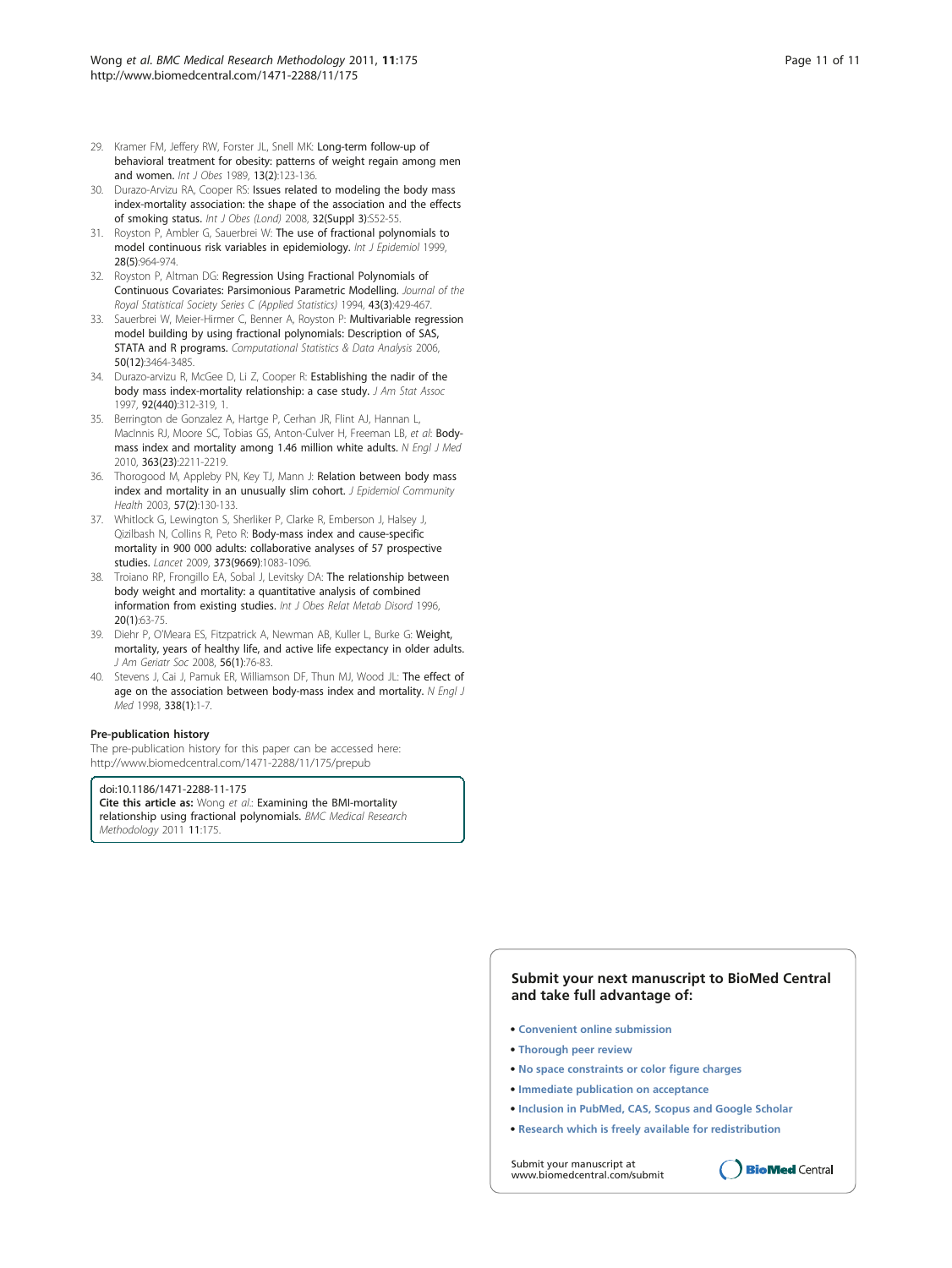29. Kramer FM, Jeffery RW, Forster JL, Snell MK: Long-term follow-up of behavioral treatment for obesity: patterns of weight regain among men and women. *Int J Obes* 1989, **13(2)**:123-136.
30. Durazo-Arvizu RA, Cooper RS: Issues related to modeling the body mass index-mortality association: the shape of the association and the effects of smoking status. *Int J Obes (Lond)* 2008, **32(Suppl 3)**:S52-55.
31. Royston P, Ambler G, Sauerbrei W: The use of fractional polynomials to model continuous risk variables in epidemiology. *Int J Epidemiol* 1999, **28(5)**:964-974.
32. Royston P, Altman DG: Regression Using Fractional Polynomials of Continuous Covariates: Parsimonious Parametric Modelling. *Journal of the Royal Statistical Society Series C (Applied Statistics)* 1994, **43(3)**:429-467.
33. Sauerbrei W, Meier-Hirmer C, Benner A, Royston P: Multivariable regression model building by using fractional polynomials: Description of SAS, STATA and R programs. *Computational Statistics & Data Analysis* 2006, **50(12)**:3464-3485.
34. Durazo-arvizu R, McGee D, Li Z, Cooper R: Establishing the nadir of the body mass index-mortality relationship: a case study. *J Am Stat Assoc* 1997, **92(440)**:312-319, 1.
35. Berrington de Gonzalez A, Hartge P, Cerhan JR, Flint AJ, Hannan L, MacInnis RJ, Moore SC, Tobias GS, Anton-Culver H, Freeman LB, *et al*: Body-mass index and mortality among 1.46 million white adults. *N Engl J Med* 2010, **363(23)**:2211-2219.
36. Thorogood M, Appleby PN, Key TJ, Mann J: Relation between body mass index and mortality in an unusually slim cohort. *J Epidemiol Community Health* 2003, **57(2)**:130-133.
37. Whitlock G, Lewington S, Sherliker P, Clarke R, Emberson J, Halsey J, Qizilbash N, Collins R, Peto R: Body-mass index and cause-specific mortality in 900 000 adults: collaborative analyses of 57 prospective studies. *Lancet* 2009, **373(9669)**:1083-1096.
38. Troiano RP, Frongillo EA, Sobal J, Levitsky DA: The relationship between body weight and mortality: a quantitative analysis of combined information from existing studies. *Int J Obes Relat Metab Disord* 1996, **20(1)**:63-75.
39. Diehr P, O'Meara ES, Fitzpatrick A, Newman AB, Kuller L, Burke G: Weight, mortality, years of healthy life, and active life expectancy in older adults. *J Am Geriatr Soc* 2008, **56(1)**:76-83.
40. Stevens J, Cai J, Pamuk ER, Williamson DF, Thun MJ, Wood JL: The effect of age on the association between body-mass index and mortality. *N Engl J Med* 1998, **338(1)**:1-7.

### Pre-publication history

The pre-publication history for this paper can be accessed here: http://www.biomedcentral.com/1471-2288/11/175/prepub

doi:10.1186/1471-2288-11-175
**Cite this article as:** Wong *et al.*: Examining the BMI-mortality relationship using fractional polynomials. *BMC Medical Research Methodology* 2011 **11**:175.

**Submit your next manuscript to BioMed Central and take full advantage of:**

- Convenient online submission
- Thorough peer review
- No space constraints or color figure charges
- Immediate publication on acceptance
- Inclusion in PubMed, CAS, Scopus and Google Scholar
- Research which is freely available for redistribution

Submit your manuscript at
www.biomedcentral.com/submit

BioMed Central